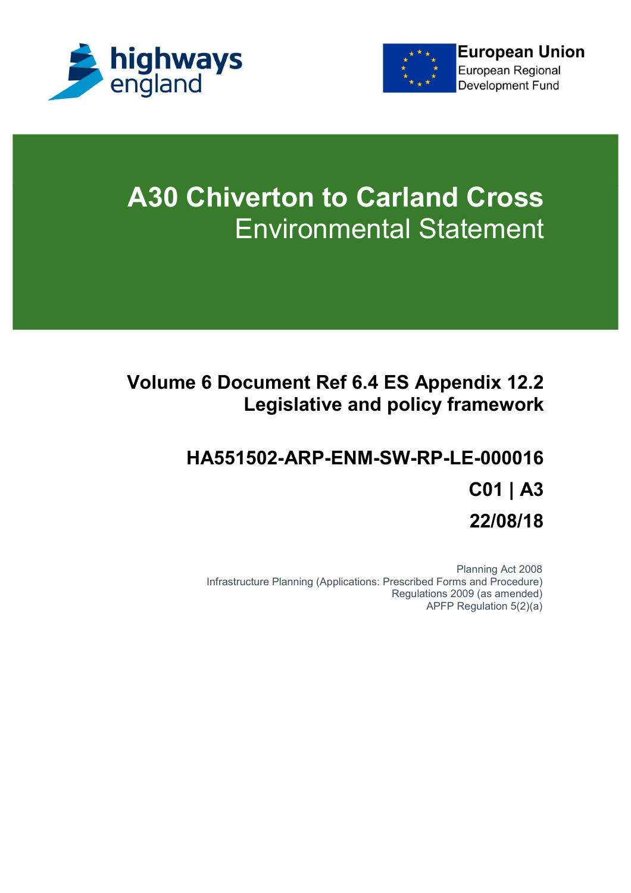highways england

European Union
European Regional Development Fund

# A30 Chiverton to Carland Cross
## Environmental Statement

**Volume 6 Document Ref 6.4 ES Appendix 12.2**
**Legislative and policy framework**

**HA551502-ARP-ENM-SW-RP-LE-000016**

**C01 | A3**

**22/08/18**

Planning Act 2008
Infrastructure Planning (Applications: Prescribed Forms and Procedure) Regulations 2009 (as amended)
APFP Regulation 5(2)(a)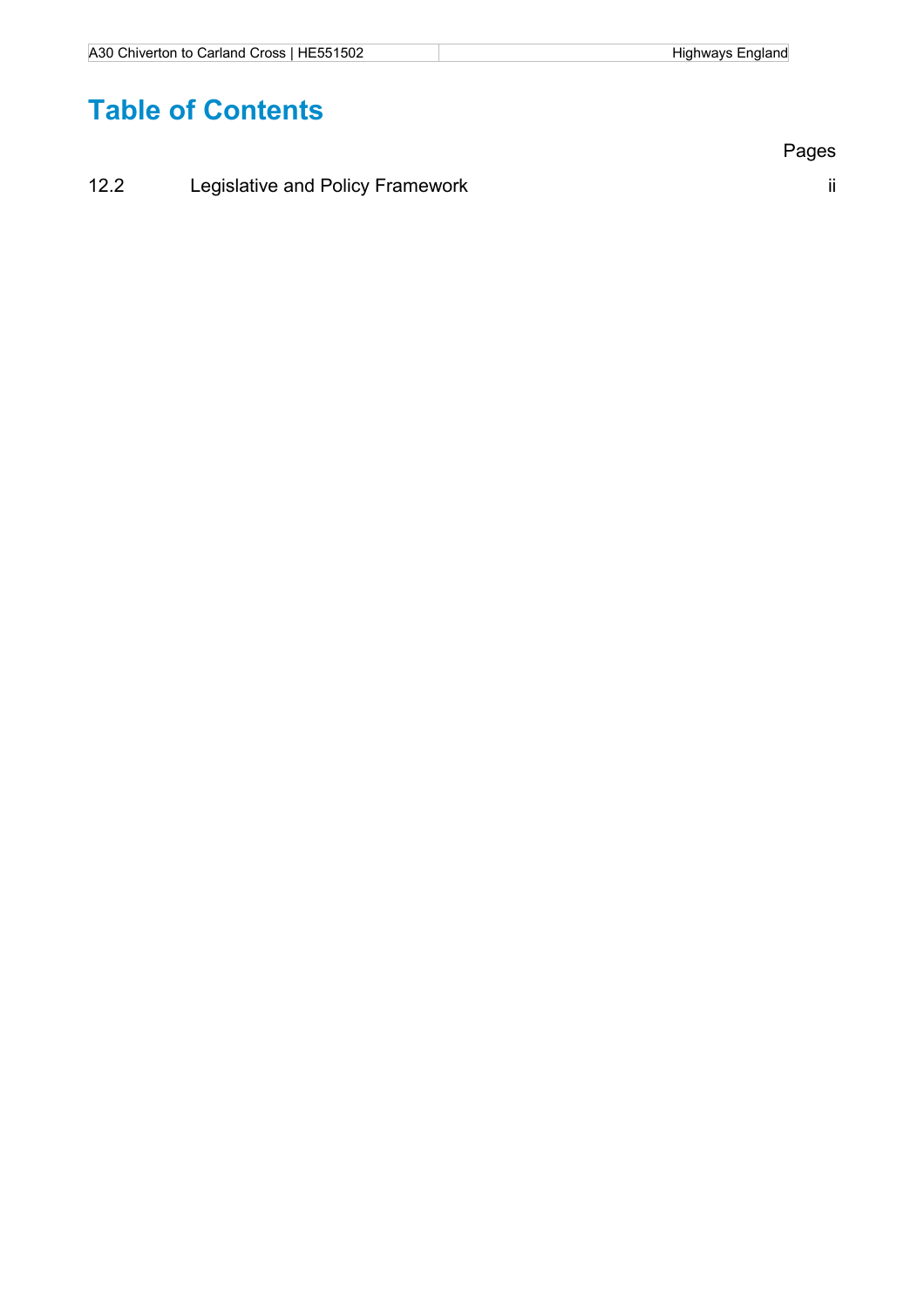# Table of Contents

| | | Pages |
|---|---|---|
| 12.2 | Legislative and Policy Framework | ii |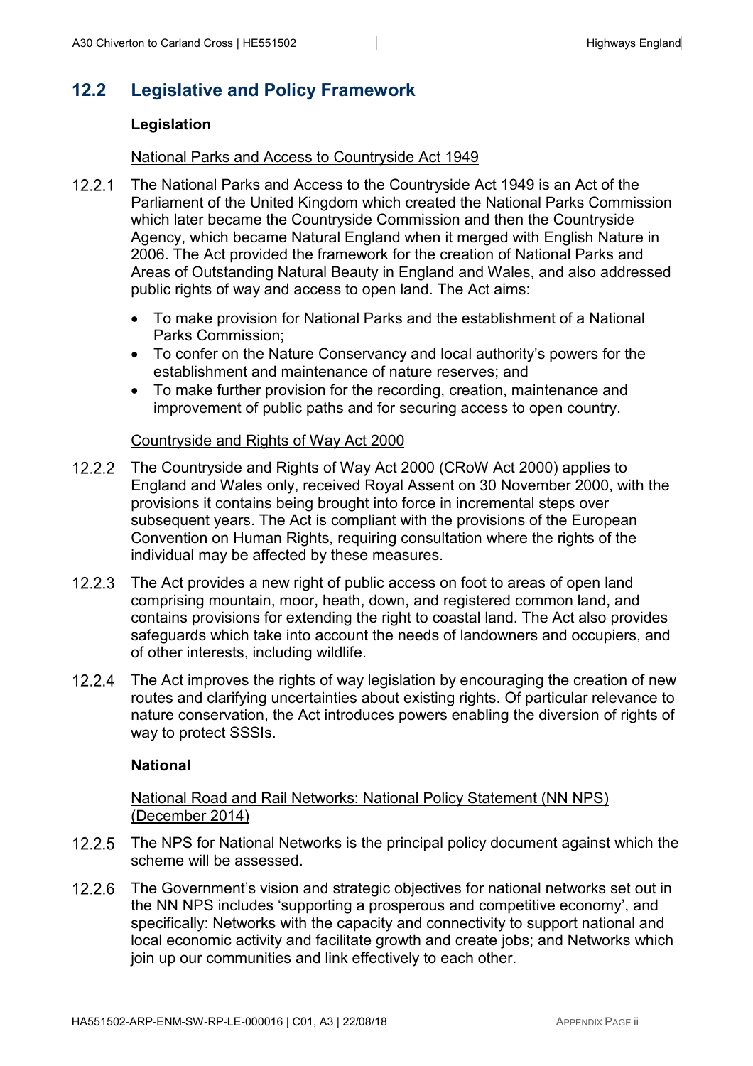## 12.2 Legislative and Policy Framework

### Legislation

National Parks and Access to Countryside Act 1949

12.2.1 The National Parks and Access to the Countryside Act 1949 is an Act of the Parliament of the United Kingdom which created the National Parks Commission which later became the Countryside Commission and then the Countryside Agency, which became Natural England when it merged with English Nature in 2006. The Act provided the framework for the creation of National Parks and Areas of Outstanding Natural Beauty in England and Wales, and also addressed public rights of way and access to open land. The Act aims:

- To make provision for National Parks and the establishment of a National Parks Commission;
- To confer on the Nature Conservancy and local authority's powers for the establishment and maintenance of nature reserves; and
- To make further provision for the recording, creation, maintenance and improvement of public paths and for securing access to open country.

Countryside and Rights of Way Act 2000

12.2.2 The Countryside and Rights of Way Act 2000 (CRoW Act 2000) applies to England and Wales only, received Royal Assent on 30 November 2000, with the provisions it contains being brought into force in incremental steps over subsequent years. The Act is compliant with the provisions of the European Convention on Human Rights, requiring consultation where the rights of the individual may be affected by these measures.

12.2.3 The Act provides a new right of public access on foot to areas of open land comprising mountain, moor, heath, down, and registered common land, and contains provisions for extending the right to coastal land. The Act also provides safeguards which take into account the needs of landowners and occupiers, and of other interests, including wildlife.

12.2.4 The Act improves the rights of way legislation by encouraging the creation of new routes and clarifying uncertainties about existing rights. Of particular relevance to nature conservation, the Act introduces powers enabling the diversion of rights of way to protect SSSIs.

### National

National Road and Rail Networks: National Policy Statement (NN NPS) (December 2014)

12.2.5 The NPS for National Networks is the principal policy document against which the scheme will be assessed.

12.2.6 The Government's vision and strategic objectives for national networks set out in the NN NPS includes 'supporting a prosperous and competitive economy', and specifically: Networks with the capacity and connectivity to support national and local economic activity and facilitate growth and create jobs; and Networks which join up our communities and link effectively to each other.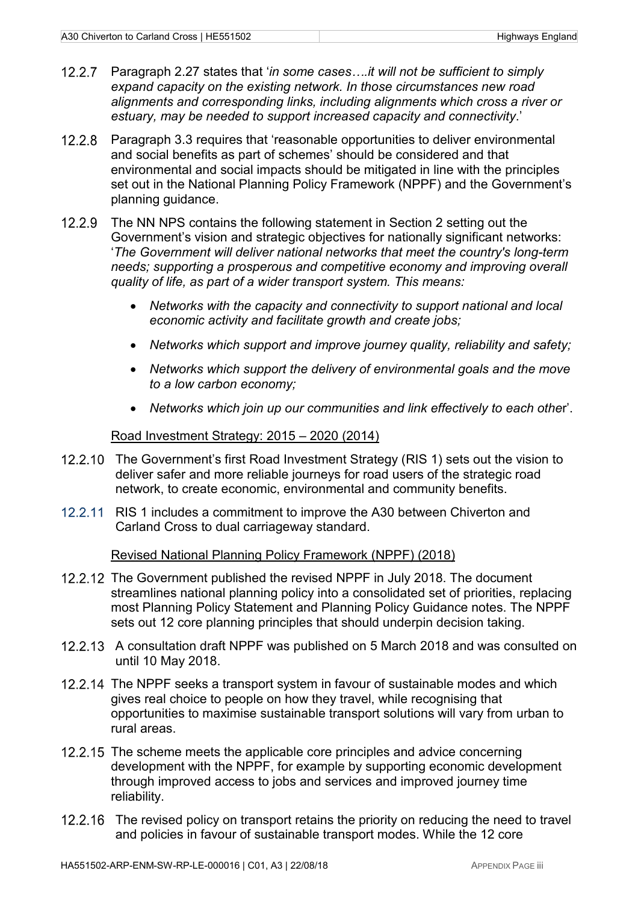12.2.7 Paragraph 2.27 states that '*in some cases….it will not be sufficient to simply expand capacity on the existing network. In those circumstances new road alignments and corresponding links, including alignments which cross a river or estuary, may be needed to support increased capacity and connectivity*.'

12.2.8 Paragraph 3.3 requires that 'reasonable opportunities to deliver environmental and social benefits as part of schemes' should be considered and that environmental and social impacts should be mitigated in line with the principles set out in the National Planning Policy Framework (NPPF) and the Government's planning guidance.

12.2.9 The NN NPS contains the following statement in Section 2 setting out the Government's vision and strategic objectives for nationally significant networks: '*The Government will deliver national networks that meet the country's long-term needs; supporting a prosperous and competitive economy and improving overall quality of life, as part of a wider transport system. This means:*

- *Networks with the capacity and connectivity to support national and local economic activity and facilitate growth and create jobs;*
- *Networks which support and improve journey quality, reliability and safety;*
- *Networks which support the delivery of environmental goals and the move to a low carbon economy;*
- *Networks which join up our communities and link effectively to each othe*r'.

Road Investment Strategy: 2015 – 2020 (2014)

12.2.10 The Government's first Road Investment Strategy (RIS 1) sets out the vision to deliver safer and more reliable journeys for road users of the strategic road network, to create economic, environmental and community benefits.

12.2.11 RIS 1 includes a commitment to improve the A30 between Chiverton and Carland Cross to dual carriageway standard.

Revised National Planning Policy Framework (NPPF) (2018)

12.2.12 The Government published the revised NPPF in July 2018. The document streamlines national planning policy into a consolidated set of priorities, replacing most Planning Policy Statement and Planning Policy Guidance notes. The NPPF sets out 12 core planning principles that should underpin decision taking.

12.2.13 A consultation draft NPPF was published on 5 March 2018 and was consulted on until 10 May 2018.

12.2.14 The NPPF seeks a transport system in favour of sustainable modes and which gives real choice to people on how they travel, while recognising that opportunities to maximise sustainable transport solutions will vary from urban to rural areas.

12.2.15 The scheme meets the applicable core principles and advice concerning development with the NPPF, for example by supporting economic development through improved access to jobs and services and improved journey time reliability.

12.2.16 The revised policy on transport retains the priority on reducing the need to travel and policies in favour of sustainable transport modes. While the 12 core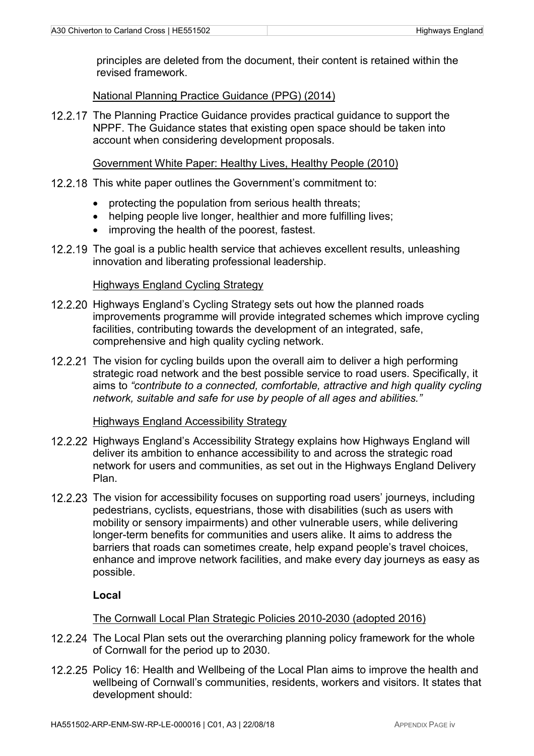principles are deleted from the document, their content is retained within the revised framework.

National Planning Practice Guidance (PPG) (2014)

12.2.17 The Planning Practice Guidance provides practical guidance to support the NPPF. The Guidance states that existing open space should be taken into account when considering development proposals.

Government White Paper: Healthy Lives, Healthy People (2010)

12.2.18 This white paper outlines the Government's commitment to:

- protecting the population from serious health threats;
- helping people live longer, healthier and more fulfilling lives;
- improving the health of the poorest, fastest.

12.2.19 The goal is a public health service that achieves excellent results, unleashing innovation and liberating professional leadership.

Highways England Cycling Strategy

12.2.20 Highways England's Cycling Strategy sets out how the planned roads improvements programme will provide integrated schemes which improve cycling facilities, contributing towards the development of an integrated, safe, comprehensive and high quality cycling network.

12.2.21 The vision for cycling builds upon the overall aim to deliver a high performing strategic road network and the best possible service to road users. Specifically, it aims to *"contribute to a connected, comfortable, attractive and high quality cycling network, suitable and safe for use by people of all ages and abilities."*

Highways England Accessibility Strategy

12.2.22 Highways England's Accessibility Strategy explains how Highways England will deliver its ambition to enhance accessibility to and across the strategic road network for users and communities, as set out in the Highways England Delivery Plan.

12.2.23 The vision for accessibility focuses on supporting road users' journeys, including pedestrians, cyclists, equestrians, those with disabilities (such as users with mobility or sensory impairments) and other vulnerable users, while delivering longer-term benefits for communities and users alike. It aims to address the barriers that roads can sometimes create, help expand people's travel choices, enhance and improve network facilities, and make every day journeys as easy as possible.

**Local**

The Cornwall Local Plan Strategic Policies 2010-2030 (adopted 2016)

12.2.24 The Local Plan sets out the overarching planning policy framework for the whole of Cornwall for the period up to 2030.

12.2.25 Policy 16: Health and Wellbeing of the Local Plan aims to improve the health and wellbeing of Cornwall's communities, residents, workers and visitors. It states that development should: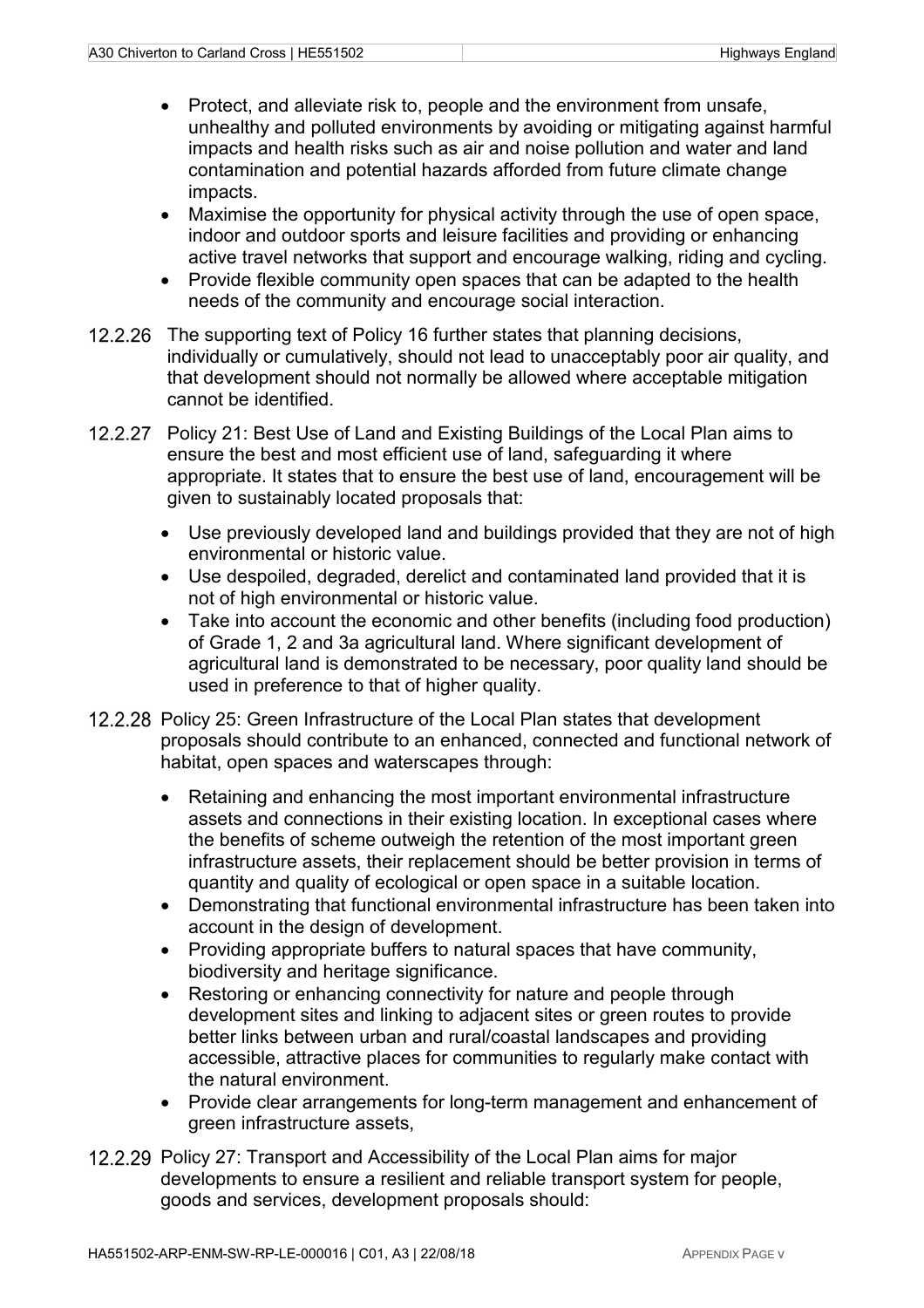- Protect, and alleviate risk to, people and the environment from unsafe, unhealthy and polluted environments by avoiding or mitigating against harmful impacts and health risks such as air and noise pollution and water and land contamination and potential hazards afforded from future climate change impacts.
- Maximise the opportunity for physical activity through the use of open space, indoor and outdoor sports and leisure facilities and providing or enhancing active travel networks that support and encourage walking, riding and cycling.
- Provide flexible community open spaces that can be adapted to the health needs of the community and encourage social interaction.

12.2.26 The supporting text of Policy 16 further states that planning decisions, individually or cumulatively, should not lead to unacceptably poor air quality, and that development should not normally be allowed where acceptable mitigation cannot be identified.

12.2.27 Policy 21: Best Use of Land and Existing Buildings of the Local Plan aims to ensure the best and most efficient use of land, safeguarding it where appropriate. It states that to ensure the best use of land, encouragement will be given to sustainably located proposals that:

- Use previously developed land and buildings provided that they are not of high environmental or historic value.
- Use despoiled, degraded, derelict and contaminated land provided that it is not of high environmental or historic value.
- Take into account the economic and other benefits (including food production) of Grade 1, 2 and 3a agricultural land. Where significant development of agricultural land is demonstrated to be necessary, poor quality land should be used in preference to that of higher quality.

12.2.28 Policy 25: Green Infrastructure of the Local Plan states that development proposals should contribute to an enhanced, connected and functional network of habitat, open spaces and waterscapes through:

- Retaining and enhancing the most important environmental infrastructure assets and connections in their existing location. In exceptional cases where the benefits of scheme outweigh the retention of the most important green infrastructure assets, their replacement should be better provision in terms of quantity and quality of ecological or open space in a suitable location.
- Demonstrating that functional environmental infrastructure has been taken into account in the design of development.
- Providing appropriate buffers to natural spaces that have community, biodiversity and heritage significance.
- Restoring or enhancing connectivity for nature and people through development sites and linking to adjacent sites or green routes to provide better links between urban and rural/coastal landscapes and providing accessible, attractive places for communities to regularly make contact with the natural environment.
- Provide clear arrangements for long-term management and enhancement of green infrastructure assets,

12.2.29 Policy 27: Transport and Accessibility of the Local Plan aims for major developments to ensure a resilient and reliable transport system for people, goods and services, development proposals should: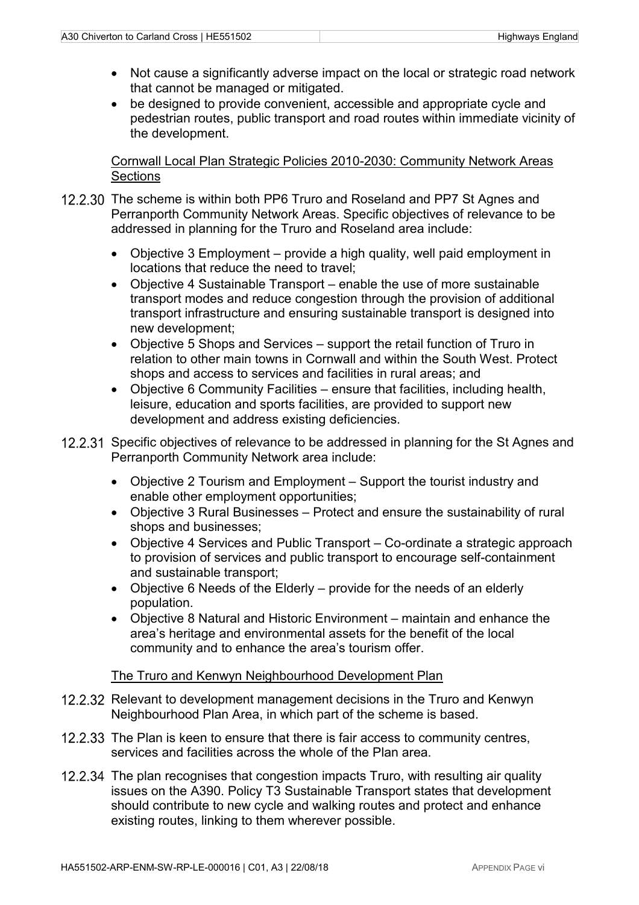- Not cause a significantly adverse impact on the local or strategic road network that cannot be managed or mitigated.
- be designed to provide convenient, accessible and appropriate cycle and pedestrian routes, public transport and road routes within immediate vicinity of the development.

Cornwall Local Plan Strategic Policies 2010-2030: Community Network Areas Sections

12.2.30 The scheme is within both PP6 Truro and Roseland and PP7 St Agnes and Perranporth Community Network Areas. Specific objectives of relevance to be addressed in planning for the Truro and Roseland area include:

- Objective 3 Employment – provide a high quality, well paid employment in locations that reduce the need to travel;
- Objective 4 Sustainable Transport – enable the use of more sustainable transport modes and reduce congestion through the provision of additional transport infrastructure and ensuring sustainable transport is designed into new development;
- Objective 5 Shops and Services – support the retail function of Truro in relation to other main towns in Cornwall and within the South West. Protect shops and access to services and facilities in rural areas; and
- Objective 6 Community Facilities – ensure that facilities, including health, leisure, education and sports facilities, are provided to support new development and address existing deficiencies.

12.2.31 Specific objectives of relevance to be addressed in planning for the St Agnes and Perranporth Community Network area include:

- Objective 2 Tourism and Employment – Support the tourist industry and enable other employment opportunities;
- Objective 3 Rural Businesses – Protect and ensure the sustainability of rural shops and businesses;
- Objective 4 Services and Public Transport – Co-ordinate a strategic approach to provision of services and public transport to encourage self-containment and sustainable transport;
- Objective 6 Needs of the Elderly – provide for the needs of an elderly population.
- Objective 8 Natural and Historic Environment – maintain and enhance the area's heritage and environmental assets for the benefit of the local community and to enhance the area's tourism offer.

The Truro and Kenwyn Neighbourhood Development Plan

12.2.32 Relevant to development management decisions in the Truro and Kenwyn Neighbourhood Plan Area, in which part of the scheme is based.

12.2.33 The Plan is keen to ensure that there is fair access to community centres, services and facilities across the whole of the Plan area.

12.2.34 The plan recognises that congestion impacts Truro, with resulting air quality issues on the A390. Policy T3 Sustainable Transport states that development should contribute to new cycle and walking routes and protect and enhance existing routes, linking to them wherever possible.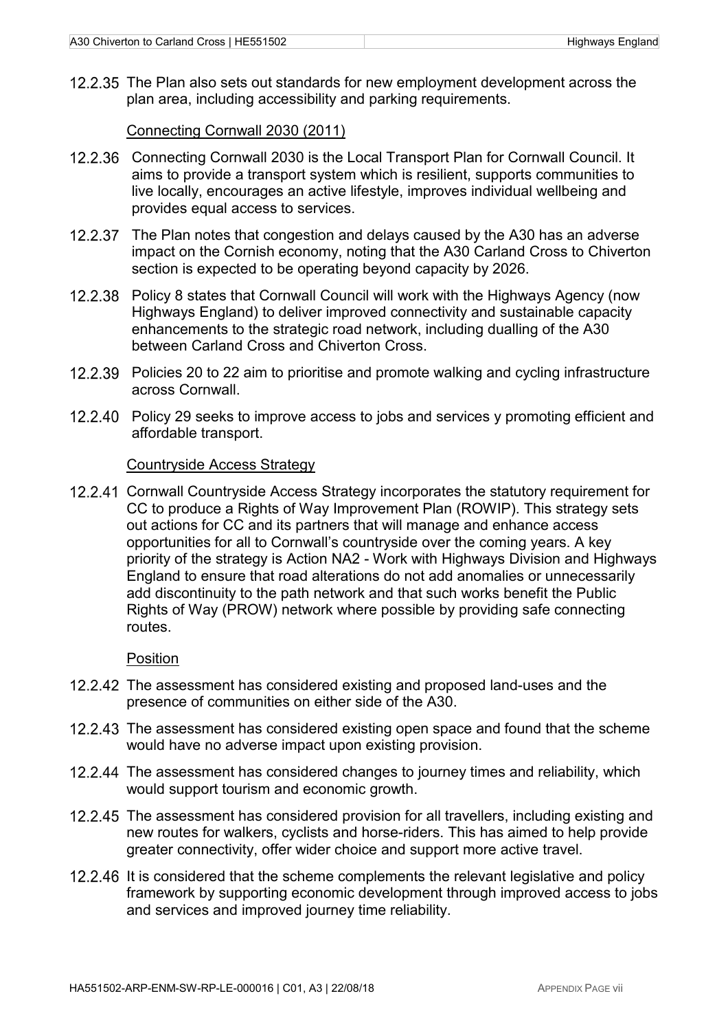12.2.35 The Plan also sets out standards for new employment development across the plan area, including accessibility and parking requirements.

Connecting Cornwall 2030 (2011)

12.2.36 Connecting Cornwall 2030 is the Local Transport Plan for Cornwall Council. It aims to provide a transport system which is resilient, supports communities to live locally, encourages an active lifestyle, improves individual wellbeing and provides equal access to services.

12.2.37 The Plan notes that congestion and delays caused by the A30 has an adverse impact on the Cornish economy, noting that the A30 Carland Cross to Chiverton section is expected to be operating beyond capacity by 2026.

12.2.38 Policy 8 states that Cornwall Council will work with the Highways Agency (now Highways England) to deliver improved connectivity and sustainable capacity enhancements to the strategic road network, including dualling of the A30 between Carland Cross and Chiverton Cross.

12.2.39 Policies 20 to 22 aim to prioritise and promote walking and cycling infrastructure across Cornwall.

12.2.40 Policy 29 seeks to improve access to jobs and services y promoting efficient and affordable transport.

Countryside Access Strategy

12.2.41 Cornwall Countryside Access Strategy incorporates the statutory requirement for CC to produce a Rights of Way Improvement Plan (ROWIP). This strategy sets out actions for CC and its partners that will manage and enhance access opportunities for all to Cornwall's countryside over the coming years. A key priority of the strategy is Action NA2 - Work with Highways Division and Highways England to ensure that road alterations do not add anomalies or unnecessarily add discontinuity to the path network and that such works benefit the Public Rights of Way (PROW) network where possible by providing safe connecting routes.

Position

12.2.42 The assessment has considered existing and proposed land-uses and the presence of communities on either side of the A30.

12.2.43 The assessment has considered existing open space and found that the scheme would have no adverse impact upon existing provision.

12.2.44 The assessment has considered changes to journey times and reliability, which would support tourism and economic growth.

12.2.45 The assessment has considered provision for all travellers, including existing and new routes for walkers, cyclists and horse-riders. This has aimed to help provide greater connectivity, offer wider choice and support more active travel.

12.2.46 It is considered that the scheme complements the relevant legislative and policy framework by supporting economic development through improved access to jobs and services and improved journey time reliability.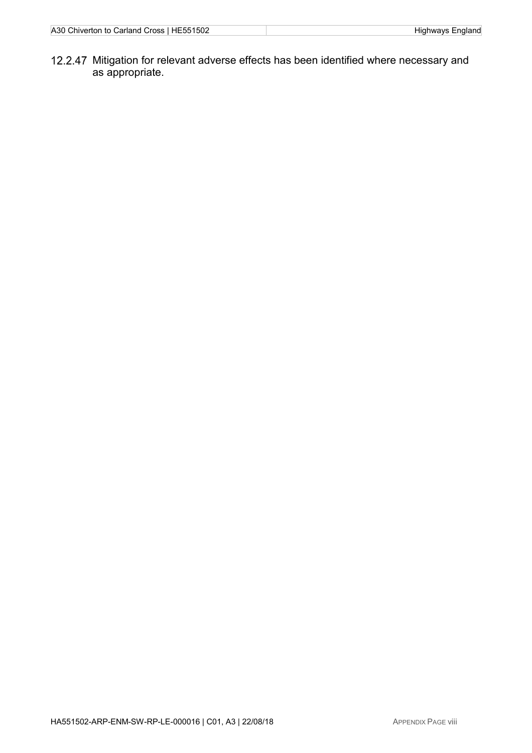12.2.47 Mitigation for relevant adverse effects has been identified where necessary and as appropriate.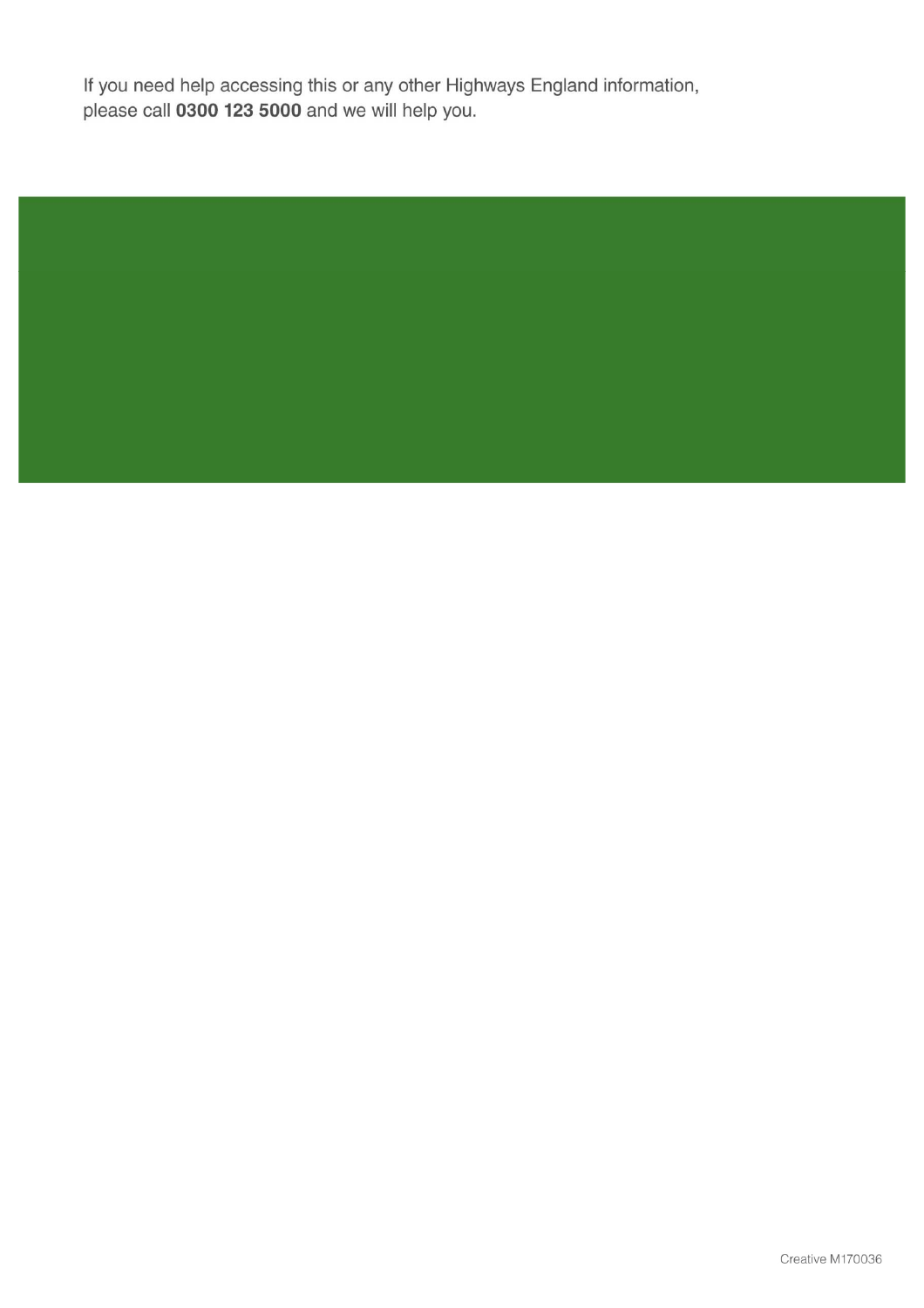If you need help accessing this or any other Highways England information, please call **0300 123 5000** and we will help you.

Creative M170036